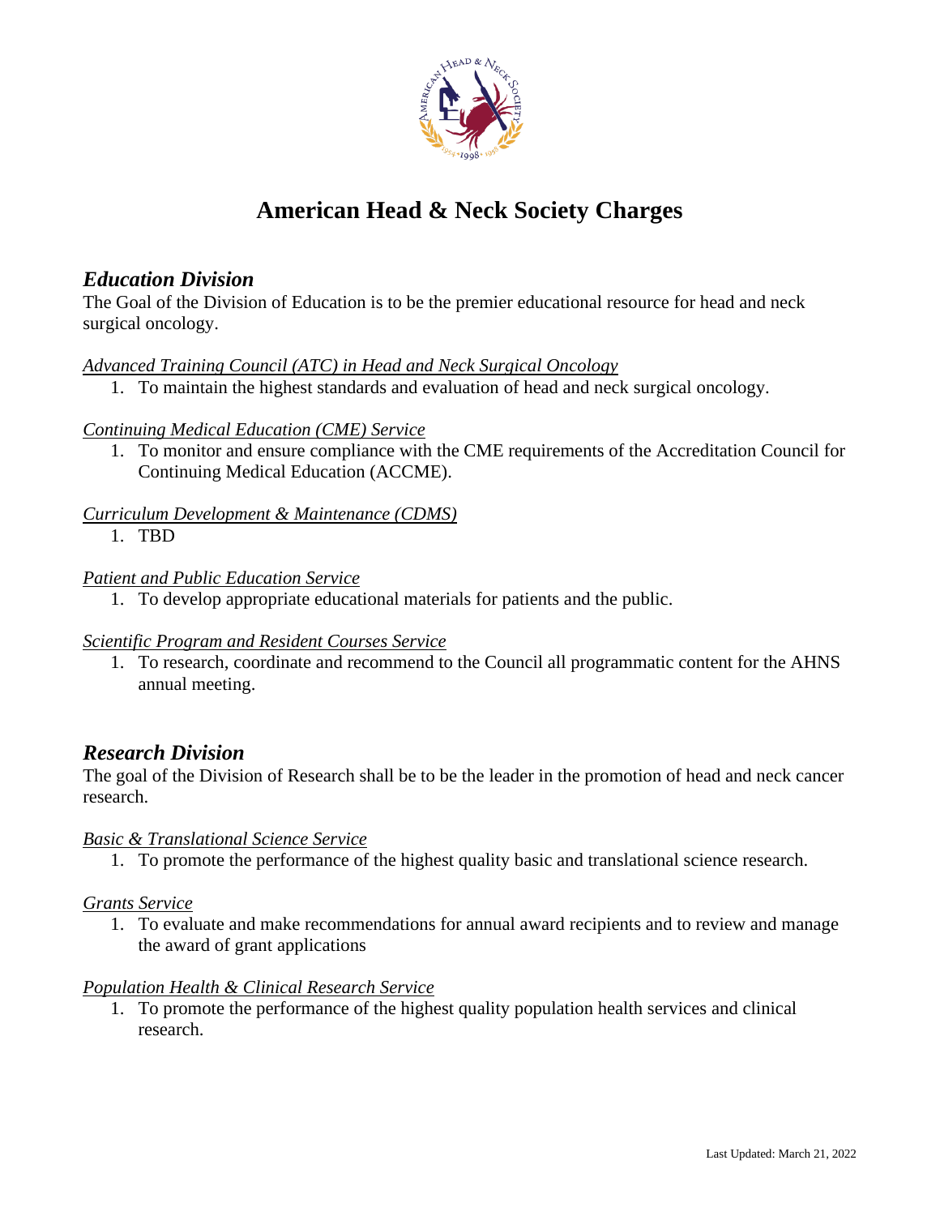# American Head & Neck Society Charges

## *Education Division*

The Goal of the Division of Education is to be the premier educational resource for head and neck surgical oncology.

*Advanced Training Council (ATC) in Head and Neck Surgical Oncology*

1. To maintain the highest standards and evaluation of head and neck surgical oncology.

*Continuing Medical Education (CME) Service*

1. To monitor and ensure compliance with the CME requirements of the Accreditation Council for Continuing Medical Education (ACCME).

*Curriculum Development & Maintenance (CDMS)*

1. TBD

*Patient and Public Education Service*

1. To develop appropriate educational materials for patients and the public.

*Scientific Program and Resident Courses Service*

1. To research, coordinate and recommend to the Council all programmatic content for the AHNS annual meeting.

## *Research Division*

The goal of the Division of Research shall be to be the leader in the promotion of head and neck cancer research.

*Basic & Translational Science Service*

1. To promote the performance of the highest quality basic and translational science research.

*Grants Service*

1. To evaluate and make recommendations for annual award recipients and to review and manage the award of grant applications

*Population Health & Clinical Research Service*

1. To promote the performance of the highest quality population health services and clinical research.

Last Updated: March 21, 2022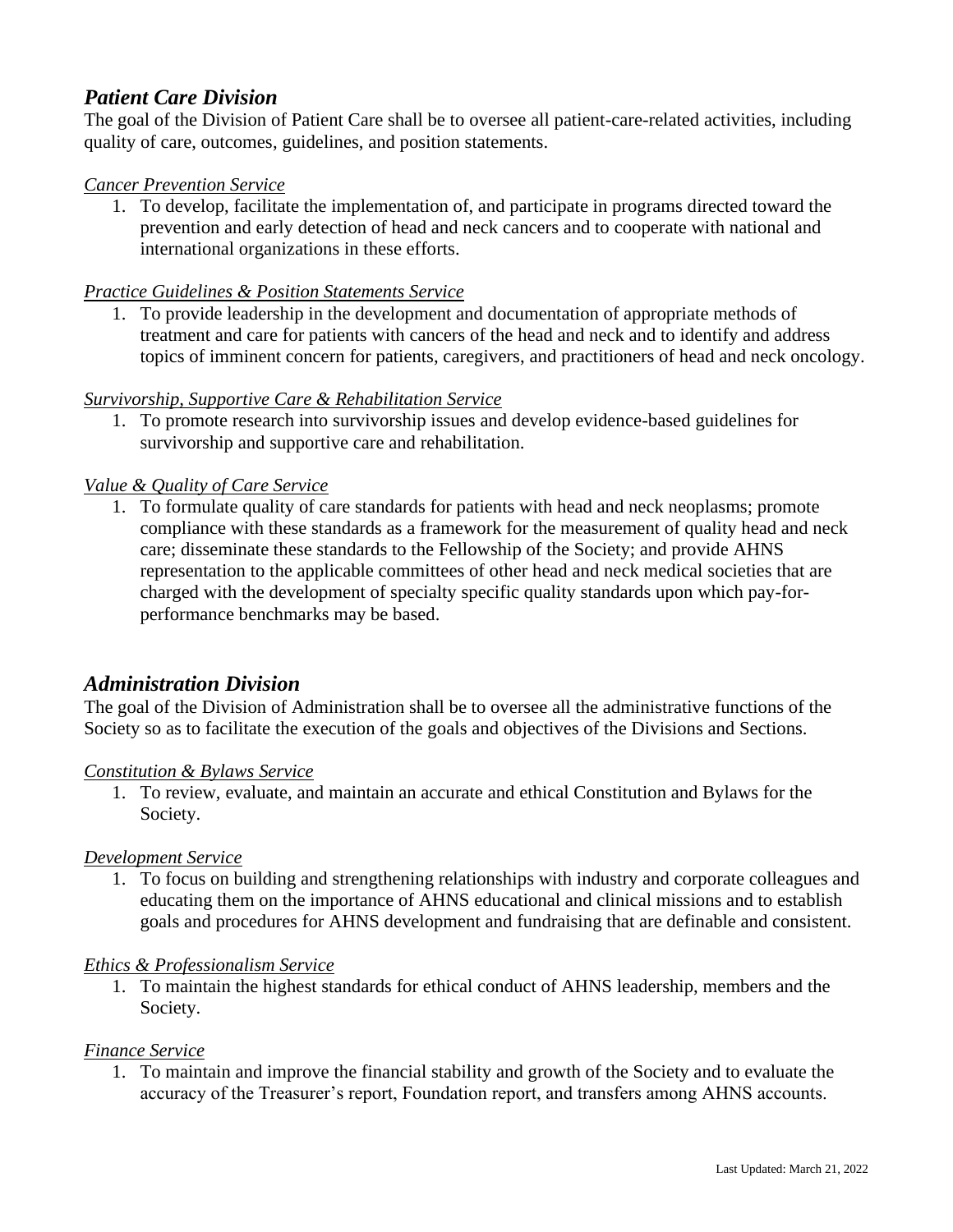## *Patient Care Division*

The goal of the Division of Patient Care shall be to oversee all patient-care-related activities, including quality of care, outcomes, guidelines, and position statements.

*Cancer Prevention Service*

1. To develop, facilitate the implementation of, and participate in programs directed toward the prevention and early detection of head and neck cancers and to cooperate with national and international organizations in these efforts.

*Practice Guidelines & Position Statements Service*

1. To provide leadership in the development and documentation of appropriate methods of treatment and care for patients with cancers of the head and neck and to identify and address topics of imminent concern for patients, caregivers, and practitioners of head and neck oncology.

*Survivorship, Supportive Care & Rehabilitation Service*

1. To promote research into survivorship issues and develop evidence-based guidelines for survivorship and supportive care and rehabilitation.

*Value & Quality of Care Service*

1. To formulate quality of care standards for patients with head and neck neoplasms; promote compliance with these standards as a framework for the measurement of quality head and neck care; disseminate these standards to the Fellowship of the Society; and provide AHNS representation to the applicable committees of other head and neck medical societies that are charged with the development of specialty specific quality standards upon which pay-for-performance benchmarks may be based.

## *Administration Division*

The goal of the Division of Administration shall be to oversee all the administrative functions of the Society so as to facilitate the execution of the goals and objectives of the Divisions and Sections.

*Constitution & Bylaws Service*

1. To review, evaluate, and maintain an accurate and ethical Constitution and Bylaws for the Society.

*Development Service*

1. To focus on building and strengthening relationships with industry and corporate colleagues and educating them on the importance of AHNS educational and clinical missions and to establish goals and procedures for AHNS development and fundraising that are definable and consistent.

*Ethics & Professionalism Service*

1. To maintain the highest standards for ethical conduct of AHNS leadership, members and the Society.

*Finance Service*

1. To maintain and improve the financial stability and growth of the Society and to evaluate the accuracy of the Treasurer's report, Foundation report, and transfers among AHNS accounts.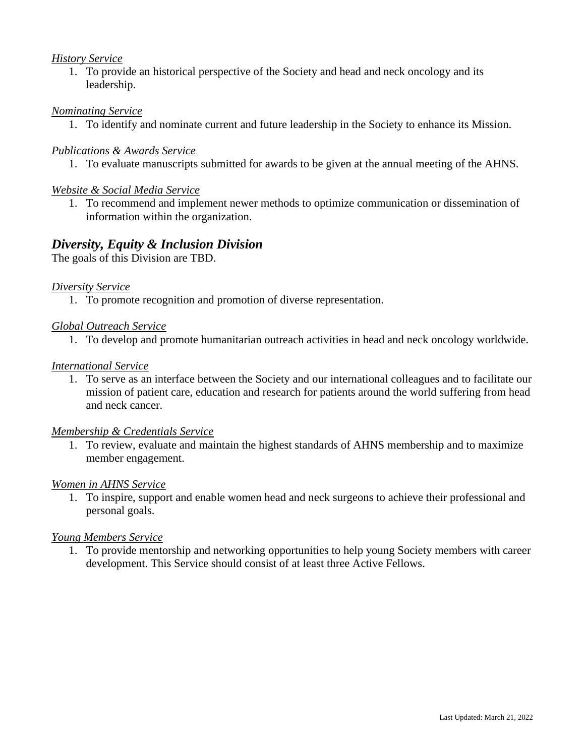*History Service*

1. To provide an historical perspective of the Society and head and neck oncology and its leadership.

*Nominating Service*

1. To identify and nominate current and future leadership in the Society to enhance its Mission.

*Publications & Awards Service*

1. To evaluate manuscripts submitted for awards to be given at the annual meeting of the AHNS.

*Website & Social Media Service*

1. To recommend and implement newer methods to optimize communication or dissemination of information within the organization.

## ***Diversity, Equity & Inclusion Division***

The goals of this Division are TBD.

*Diversity Service*

1. To promote recognition and promotion of diverse representation.

*Global Outreach Service*

1. To develop and promote humanitarian outreach activities in head and neck oncology worldwide.

*International Service*

1. To serve as an interface between the Society and our international colleagues and to facilitate our mission of patient care, education and research for patients around the world suffering from head and neck cancer.

*Membership & Credentials Service*

1. To review, evaluate and maintain the highest standards of AHNS membership and to maximize member engagement.

*Women in AHNS Service*

1. To inspire, support and enable women head and neck surgeons to achieve their professional and personal goals.

*Young Members Service*

1. To provide mentorship and networking opportunities to help young Society members with career development. This Service should consist of at least three Active Fellows.

Last Updated: March 21, 2022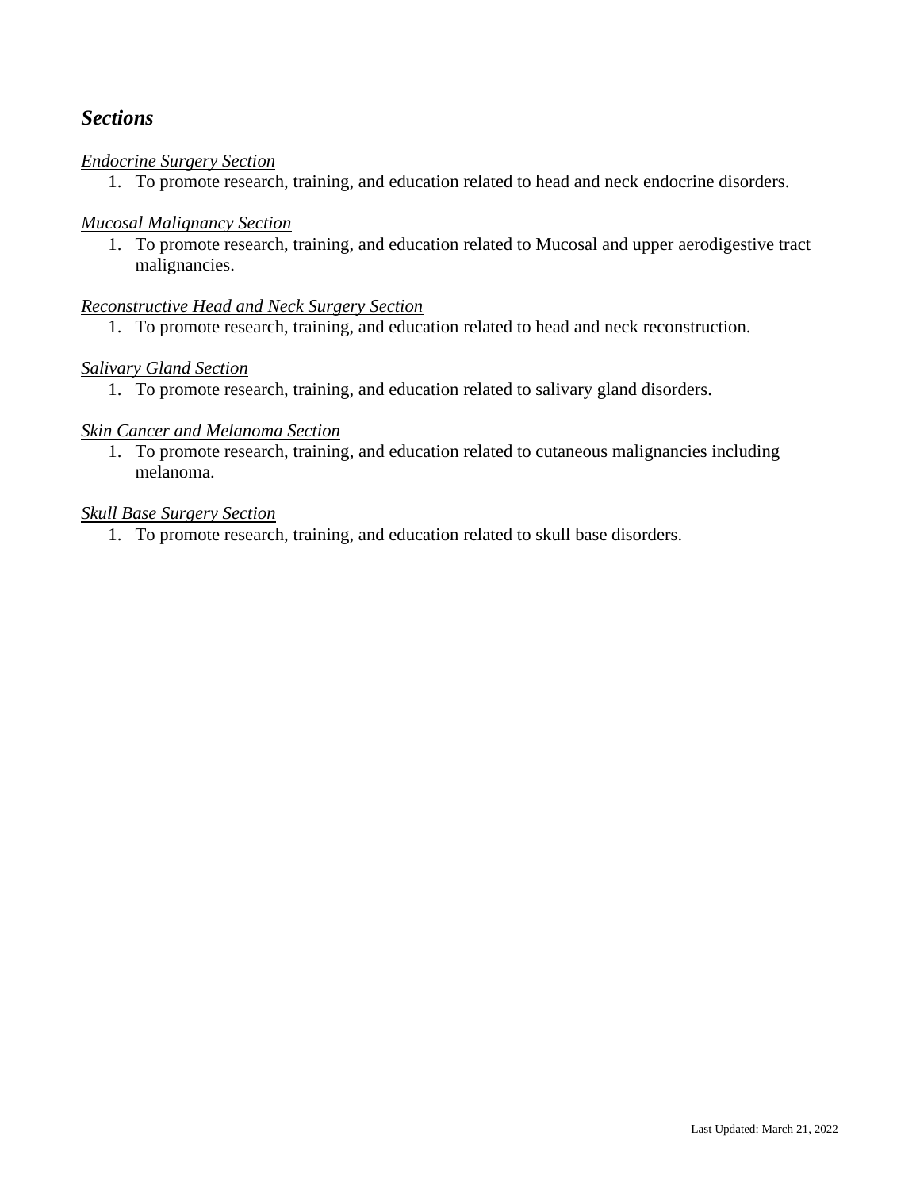## *Sections*

*Endocrine Surgery Section*

1. To promote research, training, and education related to head and neck endocrine disorders.

*Mucosal Malignancy Section*

1. To promote research, training, and education related to Mucosal and upper aerodigestive tract malignancies.

*Reconstructive Head and Neck Surgery Section*

1. To promote research, training, and education related to head and neck reconstruction.

*Salivary Gland Section*

1. To promote research, training, and education related to salivary gland disorders.

*Skin Cancer and Melanoma Section*

1. To promote research, training, and education related to cutaneous malignancies including melanoma.

*Skull Base Surgery Section*

1. To promote research, training, and education related to skull base disorders.

Last Updated: March 21, 2022